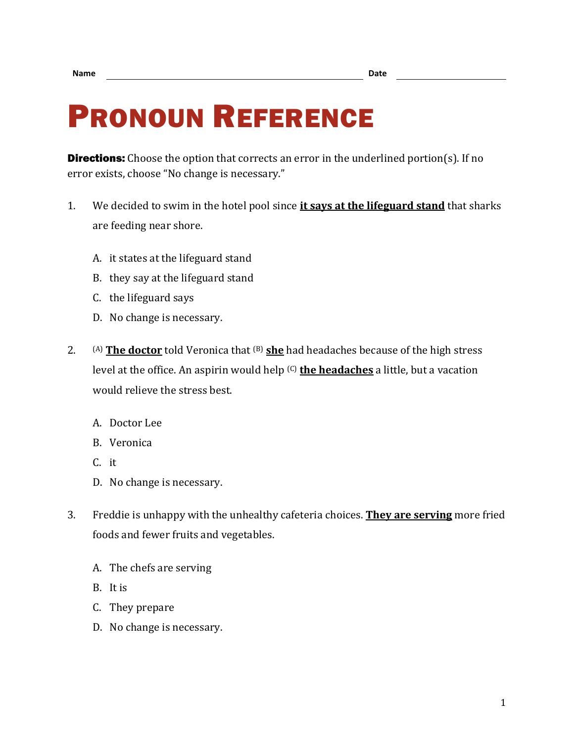Name ______________________________ Date ______________

# PRONOUN REFERENCE

**Directions:** Choose the option that corrects an error in the underlined portion(s). If no error exists, choose "No change is necessary."

1. We decided to swim in the hotel pool since **it says at the lifeguard stand** that sharks are feeding near shore.

   A. it states at the lifeguard stand
   B. they say at the lifeguard stand
   C. the lifeguard says
   D. No change is necessary.

2. (A) **The doctor** told Veronica that (B) **she** had headaches because of the high stress level at the office. An aspirin would help (C) **the headaches** a little, but a vacation would relieve the stress best.

   A. Doctor Lee
   B. Veronica
   C. it
   D. No change is necessary.

3. Freddie is unhappy with the unhealthy cafeteria choices. **They are serving** more fried foods and fewer fruits and vegetables.

   A. The chefs are serving
   B. It is
   C. They prepare
   D. No change is necessary.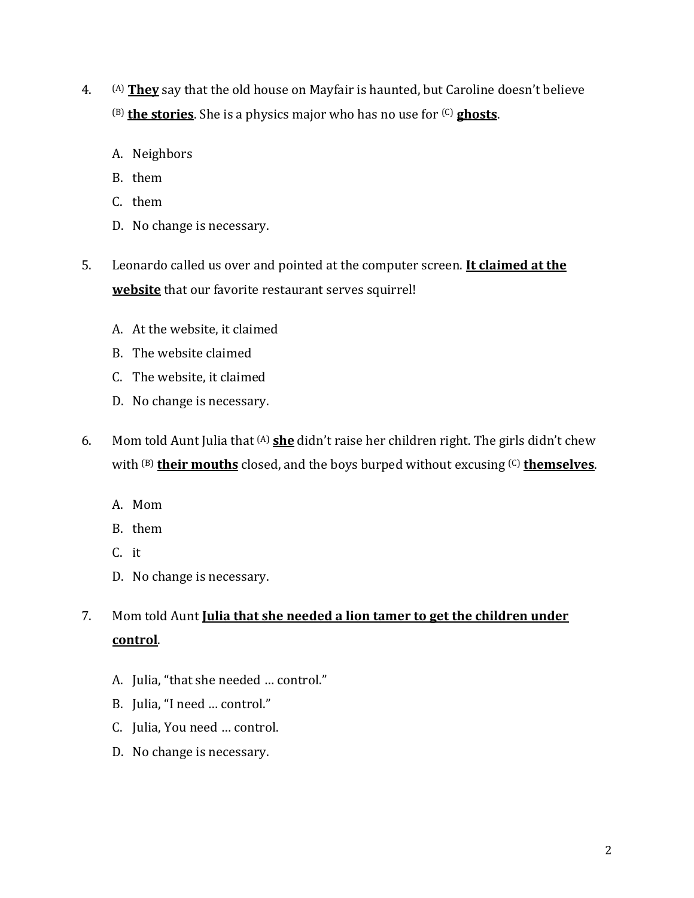4. [(A)] **<u>They</u>** say that the old house on Mayfair is haunted, but Caroline doesn't believe [(B)] **<u>the stories</u>**. She is a physics major who has no use for [(C)] **<u>ghosts</u>**.

   A. Neighbors
   B. them
   C. them
   D. No change is necessary.

5. Leonardo called us over and pointed at the computer screen. **<u>It claimed at the website</u>** that our favorite restaurant serves squirrel!

   A. At the website, it claimed
   B. The website claimed
   C. The website, it claimed
   D. No change is necessary.

6. Mom told Aunt Julia that [(A)] **<u>she</u>** didn't raise her children right. The girls didn't chew with [(B)] **<u>their mouths</u>** closed, and the boys burped without excusing [(C)] **<u>themselves</u>**.

   A. Mom
   B. them
   C. it
   D. No change is necessary.

7. Mom told Aunt **<u>Julia that she needed a lion tamer to get the children under control</u>**.

   A. Julia, "that she needed … control."
   B. Julia, "I need … control."
   C. Julia, You need … control.
   D. No change is necessary.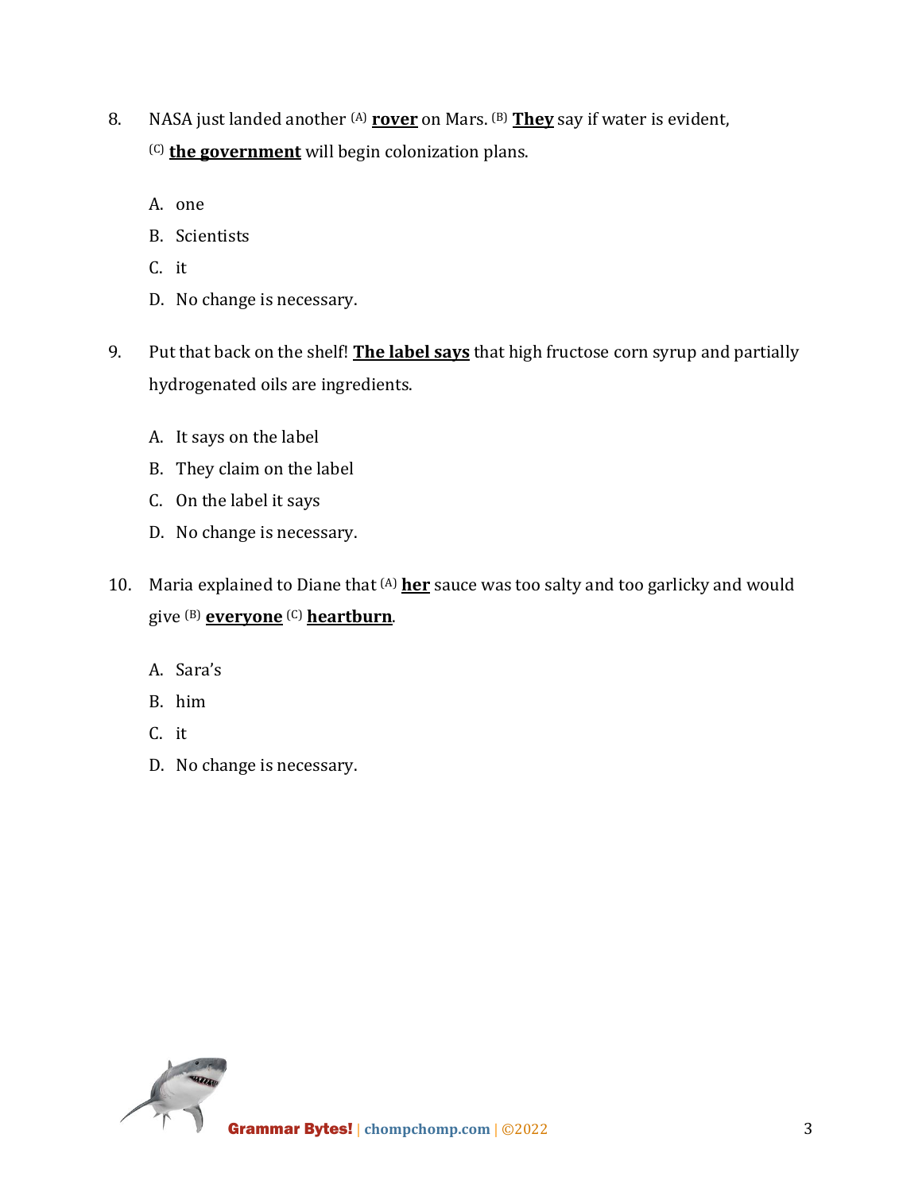8. NASA just landed another [(A)] **rover** on Mars. [(B)] **They** say if water is evident, [(C)] **the government** will begin colonization plans.

   A. one

   B. Scientists

   C. it

   D. No change is necessary.

9. Put that back on the shelf! **The label says** that high fructose corn syrup and partially hydrogenated oils are ingredients.

   A. It says on the label

   B. They claim on the label

   C. On the label it says

   D. No change is necessary.

10. Maria explained to Diane that [(A)] **her** sauce was too salty and too garlicky and would give [(B)] **everyone** [(C)] **heartburn**.

    A. Sara's

    B. him

    C. it

    D. No change is necessary.